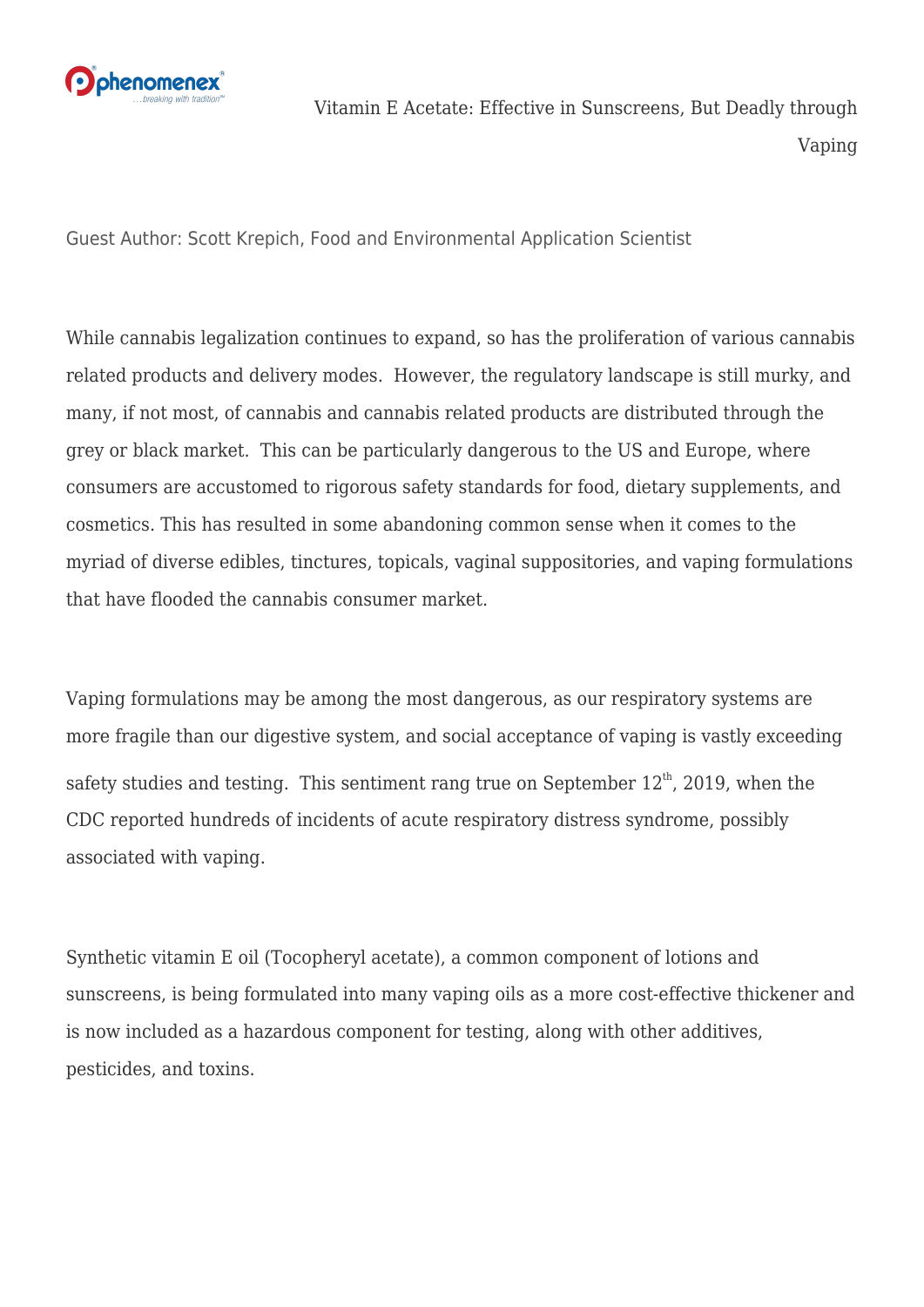# Vitamin E Acetate: Effective in Sunscreens, But Deadly through Vaping

Guest Author: Scott Krepich, Food and Environmental Application Scientist

While cannabis legalization continues to expand, so has the proliferation of various cannabis related products and delivery modes. However, the regulatory landscape is still murky, and many, if not most, of cannabis and cannabis related products are distributed through the grey or black market. This can be particularly dangerous to the US and Europe, where consumers are accustomed to rigorous safety standards for food, dietary supplements, and cosmetics. This has resulted in some abandoning common sense when it comes to the myriad of diverse edibles, tinctures, topicals, vaginal suppositories, and vaping formulations that have flooded the cannabis consumer market.

Vaping formulations may be among the most dangerous, as our respiratory systems are more fragile than our digestive system, and social acceptance of vaping is vastly exceeding safety studies and testing. This sentiment rang true on September 12th, 2019, when the CDC reported hundreds of incidents of acute respiratory distress syndrome, possibly associated with vaping.

Synthetic vitamin E oil (Tocopheryl acetate), a common component of lotions and sunscreens, is being formulated into many vaping oils as a more cost-effective thickener and is now included as a hazardous component for testing, along with other additives, pesticides, and toxins.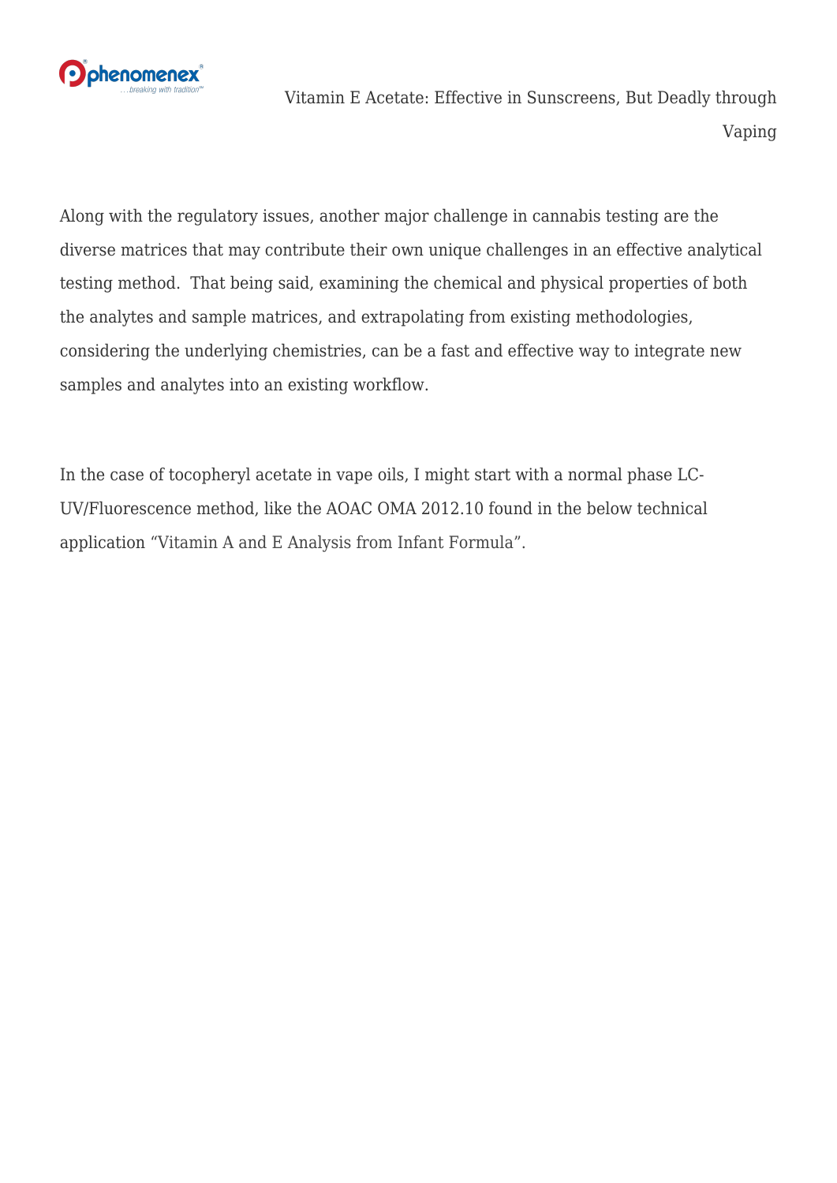Along with the regulatory issues, another major challenge in cannabis testing are the diverse matrices that may contribute their own unique challenges in an effective analytical testing method.  That being said, examining the chemical and physical properties of both the analytes and sample matrices, and extrapolating from existing methodologies, considering the underlying chemistries, can be a fast and effective way to integrate new samples and analytes into an existing workflow.

In the case of tocopheryl acetate in vape oils, I might start with a normal phase LC-UV/Fluorescence method, like the AOAC OMA 2012.10 found in the below technical application "Vitamin A and E Analysis from Infant Formula".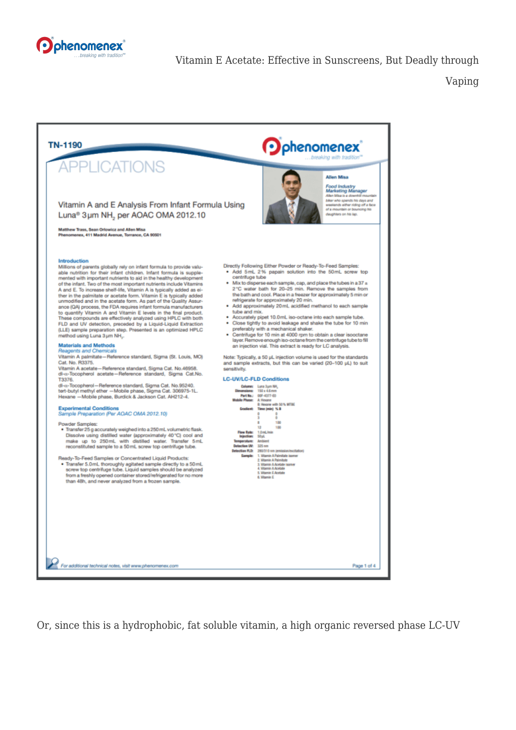# TN-1190

## APPLICATIONS

### Vitamin A and E Analysis From Infant Formula Using Luna® 3 µm $NH_2$ per AOAC OMA 2012.10

**Matthew Trass, Sean Orlowicz and Allen Misa**
**Phenomenex, 411 Madrid Avenue, Torrance, CA 90501**

**Allen Misa**
*Food Industry Marketing Manager*
*Allen Misa is a downhill mountain biker who spends his days and weekends either riding off a face of a mountain or bouncing his daughters on his lap.*

#### Introduction

Millions of parents globally rely on infant formula to provide valuable nutrition for their infant children. Infant formula is supplemented with important nutrients to aid in the healthy development of the infant. Two of the most important nutrients include Vitamins A and E. To increase shelf-life, Vitamin A is typically added as either in the palmitate or acetate form. Vitamin E is typically added unmodified and in the acetate form. As part of the Quality Assurance (QA) process, the FDA requires infant formula manufacturers to quantify Vitamin A and Vitamin E levels in the final product. These compounds are effectively analyzed using HPLC with both FLD and UV detection, preceded by a Liquid-Liquid Extraction (LLE) sample preparation step. Presented is an optimized HPLC method using Luna 3 µm $NH_2$.

#### Materials and Methods

*Reagents and Chemicals*

Vitamin A palmitate—Reference standard, Sigma (St. Louis, MO) Cat. No. R3375.
Vitamin A acetate—Reference standard, Sigma Cat. No.46958.
dl-α-Tocopherol acetate—Reference standard, Sigma Cat.No. T3376.
dl-α-Tocopherol—Reference standard, Sigma Cat. No.95240.
tert-butyl methyl ether —Mobile phase, Sigma Cat. 306975-1L.
Hexane —Mobile phase, Burdick & Jackson Cat. AH212-4.

#### Experimental Conditions

*Sample Preparation (Per AOAC OMA 2012.10)*

Powder Samples:

- Transfer 25 g accurately weighed into a 250 mL volumetric flask. Dissolve using distilled water (approximately 40 °C) cool and make up to 250 mL with distilled water. Transfer 5 mL reconstituted sample to a 50 mL screw top centrifuge tube.

Ready-To-Feed Samples or Concentrated Liquid Products:

- Transfer 5.0 mL thoroughly agitated sample directly to a 50 mL screw top centrifuge tube. Liquid samples should be analyzed from a freshly opened container stored/refrigerated for no more than 48h, and never analyzed from a frozen sample.

Directly Following Either Powder or Ready-To-Feed Samples:

- Add 5 mL 2% papain solution into the 50 mL screw top centrifuge tube
- Mix to disperse each sample, cap, and place the tubes in a 37 ± 2 °C water bath for 20-25 min. Remove the samples from the bath and cool. Place in a freezer for approximately 5 min or refrigerate for approximately 20 min.
- Add approximately 20 mL acidified methanol to each sample tube and mix.
- Accurately pipet 10.0 mL iso-octane into each sample tube.
- Close tightly to avoid leakage and shake the tube for 10 min preferably with a mechanical shaker.
- Centrifuge for 10 min at 4000 rpm to obtain a clear isooctane layer. Remove enough iso-octane from the centrifuge tube to fill an injection vial. This extract is ready for LC analysis.

Note: Typically, a 50 µL injection volume is used for the standards and sample extracts, but this can be varied (20–100 µL) to suit sensitivity.

#### LC-UV/LC-FLD Conditions

**Column:** Luna 3 µm $NH_2$
**Dimensions:** 150 x 4.6 mm
**Part No.:** 00F-4377-E0
**Mobile Phase:** A: Hexane
B: Hexane with 50 % MTBE
**Gradient:**

| Time (min) | % B |
|---|---|
| 0 | 0 |
| 3 | 0 |
| 8 | 100 |
| 12 | 100 |

**Flow Rate:** 1.0 mL/min
**Injection:** 50 µL
**Temperature:** Ambient
**Detection UV:** 325 nm
**Detection FLD:** 280/310 nm (emission/excitation)
**Sample:** 1. Vitamin A Palmitate isomer
2. Vitamin A Palmitate
3. Vitamin A Acetate isomer
4. Vitamin A Acetate
5. Vitamin E Acetate
6. Vitamin E

*For additional technical notes, visit www.phenomenex.com*

Or, since this is a hydrophobic, fat soluble vitamin, a high organic reversed phase LC-UV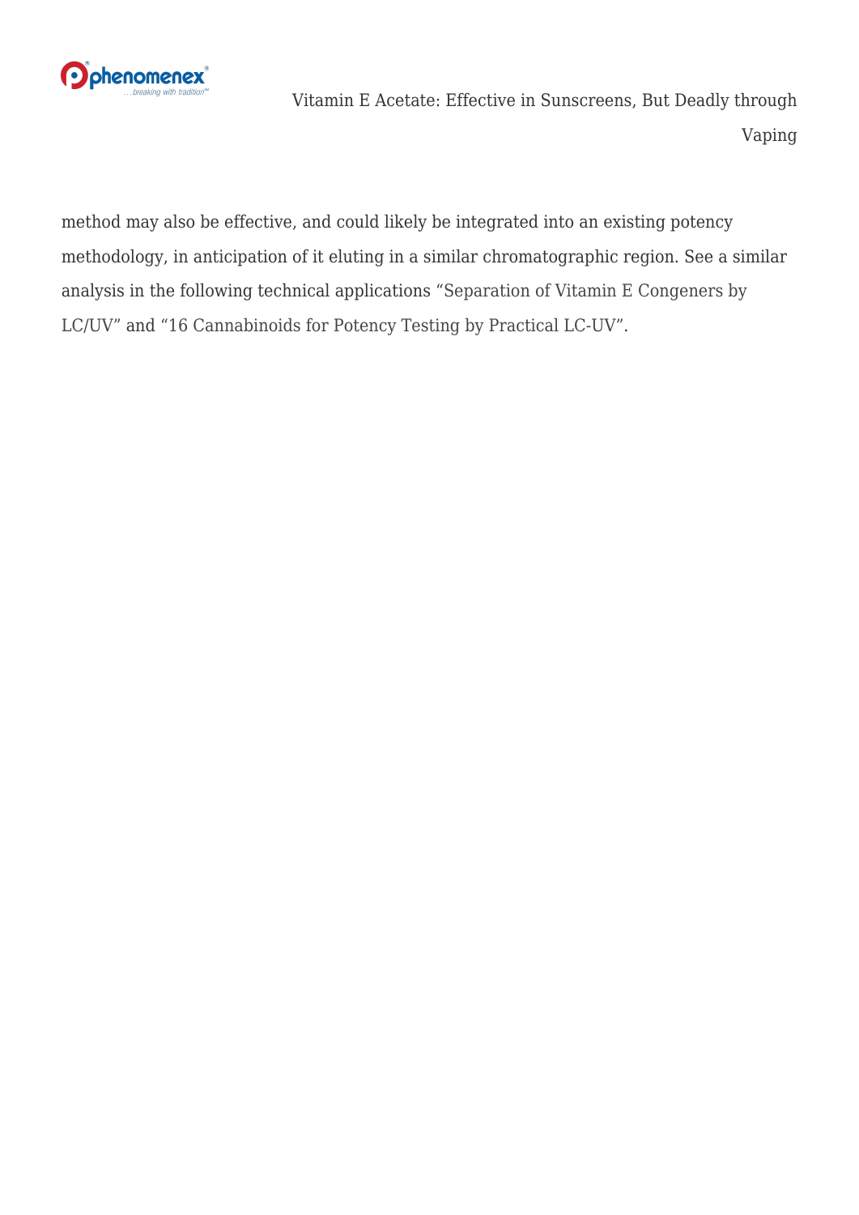method may also be effective, and could likely be integrated into an existing potency methodology, in anticipation of it eluting in a similar chromatographic region. See a similar analysis in the following technical applications “Separation of Vitamin E Congeners by LC/UV” and “16 Cannabinoids for Potency Testing by Practical LC-UV”.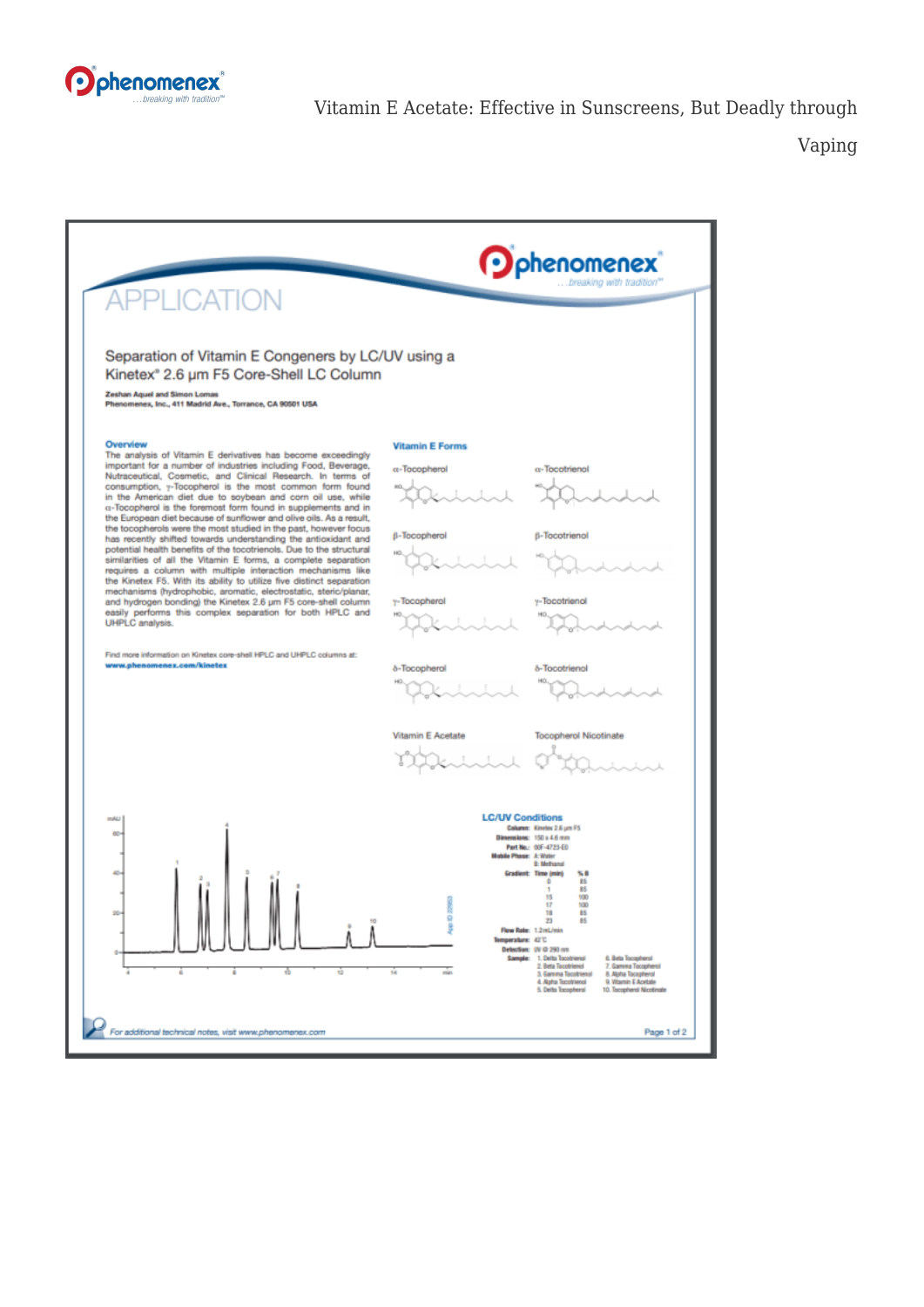Vitamin E Acetate: Effective in Sunscreens, But Deadly through Vaping

# APPLICATION

## Separation of Vitamin E Congeners by LC/UV using a Kinetex® 2.6 µm F5 Core-Shell LC Column

**Zeshan Aquel and Simon Lomas**
**Phenomenex, Inc., 411 Madrid Ave., Torrance, CA 90501 USA**

### Overview

The analysis of Vitamin E derivatives has become exceedingly important for a number of industries including Food, Beverage, Nutraceutical, Cosmetic, and Clinical Research. In terms of consumption, γ-Tocopherol is the most common form found in the American diet due to soybean and corn oil use, while α-Tocopherol is the foremost form found in supplements and in the European diet because of sunflower and olive oils. As a result, the tocopherols were the most studied in the past, however focus has recently shifted towards understanding the antioxidant and potential health benefits of the tocotrienols. Due to the structural similarities of all the Vitamin E forms, a complete separation requires a column with multiple interaction mechanisms like the Kinetex F5. With its ability to utilize five distinct separation mechanisms (hydrophobic, aromatic, electrostatic, steric/planar, and hydrogen bonding) the Kinetex 2.6 µm F5 core-shell column easily performs this complex separation for both HPLC and UHPLC analysis.

Find more information on Kinetex core-shell HPLC and UHPLC columns at: **www.phenomenex.com/kinetex**

### Vitamin E Forms

α-Tocopherol, α-Tocotrienol, β-Tocopherol, β-Tocotrienol, γ-Tocopherol, γ-Tocotrienol, δ-Tocopherol, δ-Tocotrienol, Vitamin E Acetate, Tocopherol Nicotinate

### LC/UV Conditions

**Column:** Kinetex 2.6 µm F5
**Dimensions:** 150 x 4.6 mm
**Part No.:** 00F-4723-E0
**Mobile Phase:** A: Water
B: Methanol
**Gradient:**

| Time (min) | % B |
|---|---|
| 0 | 85 |
| 1 | 85 |
| 15 | 100 |
| 17 | 100 |
| 18 | 85 |
| 23 | 85 |

**Flow Rate:** 1.2 mL/min
**Temperature:** 42 °C
**Detection:** UV @ 290 nm
**Sample:**
1. Delta Tocotrienol
2. Beta Tocotrienol
3. Gamma Tocotrienol
4. Alpha Tocotrienol
5. Delta Tocopherol
6. Beta Tocopherol
7. Gamma Tocopherol
8. Alpha Tocopherol
9. Vitamin E Acetate
10. Tocopherol Nicotinate

App ID 22953

For additional technical notes, visit www.phenomenex.com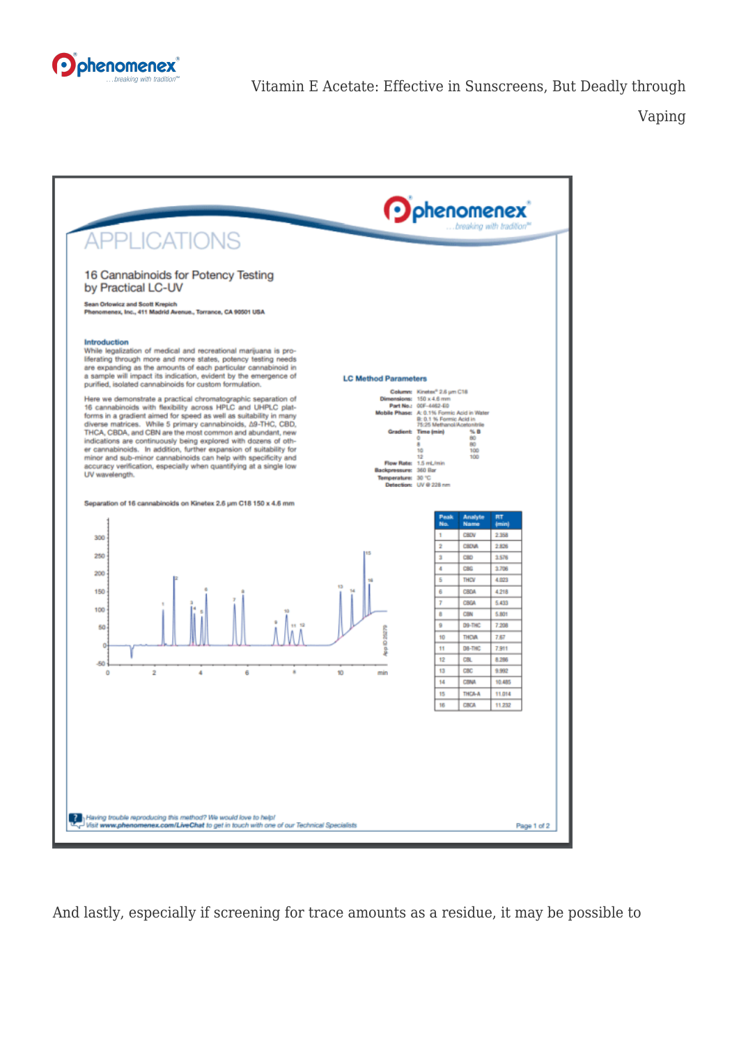# APPLICATIONS

## 16 Cannabinoids for Potency Testing by Practical LC-UV

**Sean Orlowicz and Scott Krepich**
**Phenomenex, Inc., 411 Madrid Avenue., Torrance, CA 90501 USA**

### Introduction

While legalization of medical and recreational marijuana is proliferating through more and more states, potency testing needs are expanding as the amounts of each particular cannabinoid in a sample will impact its indication, evident by the emergence of purified, isolated cannabinoids for custom formulation.

Here we demonstrate a practical chromatographic separation of 16 cannabinoids with flexibility across HPLC and UHPLC platforms in a gradient aimed for speed as well as suitability in many diverse matrices. While 5 primary cannabinoids, Δ9-THC, CBD, THCA, CBDA, and CBN are the most common and abundant, new indications are continuously being explored with dozens of other cannabinoids. In addition, further expansion of suitability for minor and sub-minor cannabinoids can help with specificity and accuracy verification, especially when quantifying at a single low UV wavelength.

### LC Method Parameters

**Column:** Kinetex® 2.6 µm C18
**Dimensions:** 150 x 4.6 mm
**Part No.:** 00F-4462-E0
**Mobile Phase:** A: 0.1% Formic Acid in Water
B: 0.1 % Formic Acid in 75:25 Methanol/Acetonitrile
**Gradient:**

| Time (min) | % B |
|---|---|
| 0 | 80 |
| 8 | 80 |
| 10 | 100 |
| 12 | 100 |

**Flow Rate:** 1.5 mL/min
**Backpressure:** 360 Bar
**Temperature:** 30 °C
**Detection:** UV @ 228 nm

Separation of 16 cannabinoids on Kinetex 2.6 µm C18 150 x 4.6 mm

| Peak No. | Analyte Name | RT (min) |
|---|---|---|
| 1 | CBDV | 2.358 |
| 2 | CBDVA | 2.826 |
| 3 | CBD | 3.576 |
| 4 | CBG | 3.706 |
| 5 | THCV | 4.023 |
| 6 | CBDA | 4.218 |
| 7 | CBGA | 5.433 |
| 8 | CBN | 5.801 |
| 9 | D9-THC | 7.208 |
| 10 | THCVA | 7.67 |
| 11 | D8-THC | 7.911 |
| 12 | CBL | 8.286 |
| 13 | CBC | 9.992 |
| 14 | CBNA | 10.485 |
| 15 | THCA-A | 11.014 |
| 16 | CBCA | 11.232 |

App ID 25279

*Having trouble reproducing this method? We would love to help! Visit* ***www.phenomenex.com/LiveChat*** *to get in touch with one of our Technical Specialists*

And lastly, especially if screening for trace amounts as a residue, it may be possible to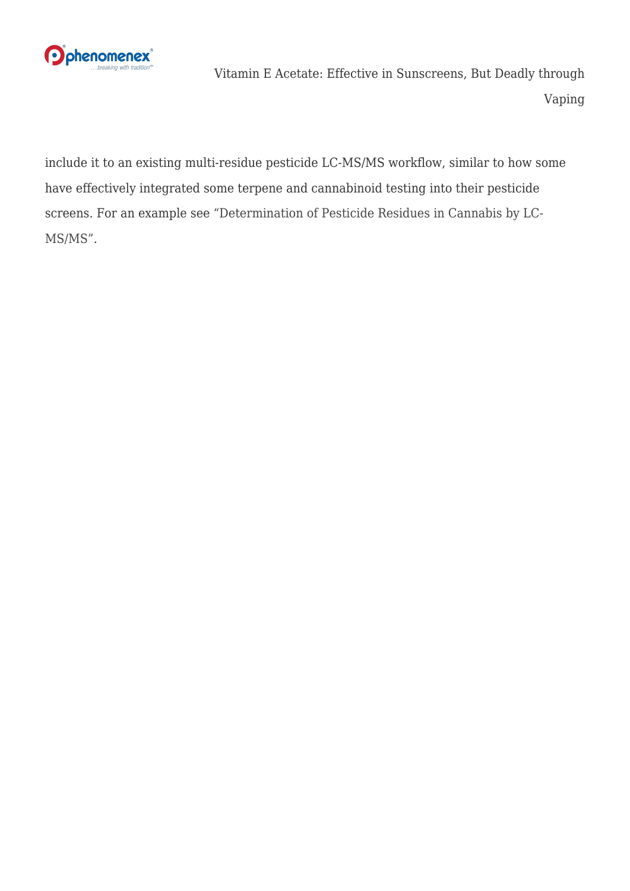include it to an existing multi-residue pesticide LC-MS/MS workflow, similar to how some have effectively integrated some terpene and cannabinoid testing into their pesticide screens. For an example see "Determination of Pesticide Residues in Cannabis by LC-MS/MS".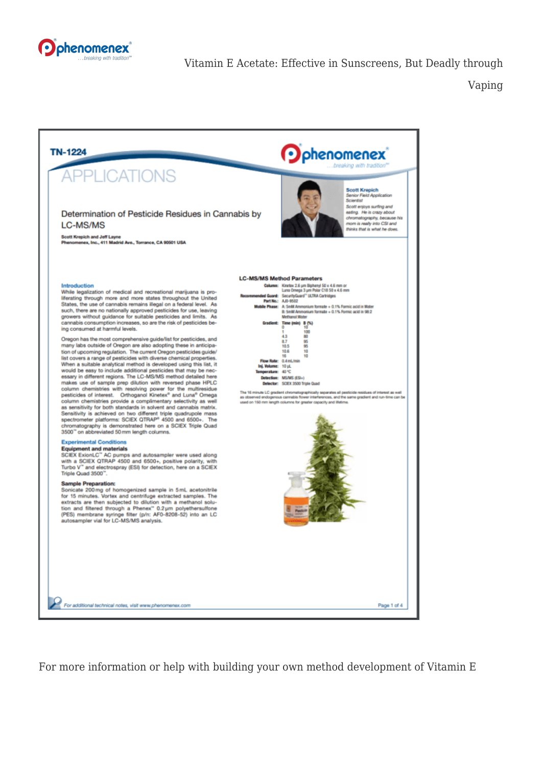TN-1224

# APPLICATIONS

## Determination of Pesticide Residues in Cannabis by LC-MS/MS

**Scott Krepich and Jeff Layne**
**Phenomenex, Inc., 411 Madrid Ave., Torrance, CA 90501 USA**

**Scott Krepich**
*Senior Field Application Scientist*
*Scott enjoys surfing and eating. He is crazy about chromatography, because his mom is really into CSI and thinks that is what he does.*

### Introduction

While legalization of medical and recreational marijuana is proliferating through more and more states throughout the United States, the use of cannabis remains illegal on a federal level. As such, there are no nationally approved pesticides for use, leaving growers without guidance for suitable pesticides and limits. As cannabis consumption increases, so are the risk of pesticides being consumed at harmful levels.

Oregon has the most comprehensive guide/list for pesticides, and many labs outside of Oregon are also adopting these in anticipation of upcoming regulation. The current Oregon pesticides guide/list covers a range of pesticides with diverse chemical properties. When a suitable analytical method is developed using this list, it would be easy to include additional pesticides that may be necessary in different regions. The LC-MS/MS method detailed here makes use of sample prep dilution with reversed phase HPLC column chemistries with resolving power for the multiresidue pesticides of interest. Orthogonal Kinetex® and Luna® Omega column chemistries provide a complimentary selectivity as well as sensitivity for both standards in solvent and cannabis matrix. Sensitivity is achieved on two different triple quadrupole mass spectrometer platforms: SCIEX QTRAP® 4500 and 6500+. The chromatography is demonstrated here on a SCIEX Triple Quad 3500™ on abbreviated 50 mm length columns.

### Experimental Conditions

**Equipment and materials**

SCIEX ExionLC™ AC pumps and autosampler were used along with a SCIEX QTRAP 4500 and 6500+, positive polarity, with Turbo V™ and electrospray (ESI) for detection, here on a SCIEX Triple Quad 3500™.

**Sample Preparation:**

Sonicate 200 mg of homogenized sample in 5 mL acetonitrile for 15 minutes. Vortex and centrifuge extracted samples. The extracts are then subjected to dilution with a methanol solution and filtered through a Phenex™ 0.2 µm polyethersulfone (PES) membrane syringe filter (p/n: AF0-8208-52) into an LC autosampler vial for LC-MS/MS analysis.

### LC-MS/MS Method Parameters

**Column:** Kinetex 2.6 µm Biphenyl 50 x 4.6 mm or Luna Omega 3 µm Polar C18 50 x 4.6 mm
**Recommended Guard:** SecurityGuard™ ULTRA Cartridges
**Part No.:** AJ0-9502
**Mobile Phase:** A: 5 mM Ammonium formate + 0.1 % Formic acid in Water
B: 5 mM Ammonium formate + 0.1 % Formic acid in 98:2 Methanol:Water
**Gradient:**

| Time (min) | B (%) |
|---|---|
| 0 | 10 |
| 1 | 100 |
| 4.3 | 80 |
| 8.7 | 95 |
| 10.5 | 95 |
| 10.6 | 10 |
| 16 | 10 |

**Flow Rate:** 0.4 mL/min
**Inj. Volume:** 10 µL
**Temperature:** 40 °C
**Detection:** MS/MS (ESI+)
**Detector:** SCIEX 3500 Triple Quad

The 16 minute LC gradient chromatographically separates all pesticide residues of interest as well as observed endogenous cannabis flower interferences, and the same gradient and run-time can be used on 150 mm length columns for greater capacity and lifetime.

For additional technical notes, visit www.phenomenex.com

For more information or help with building your own method development of Vitamin E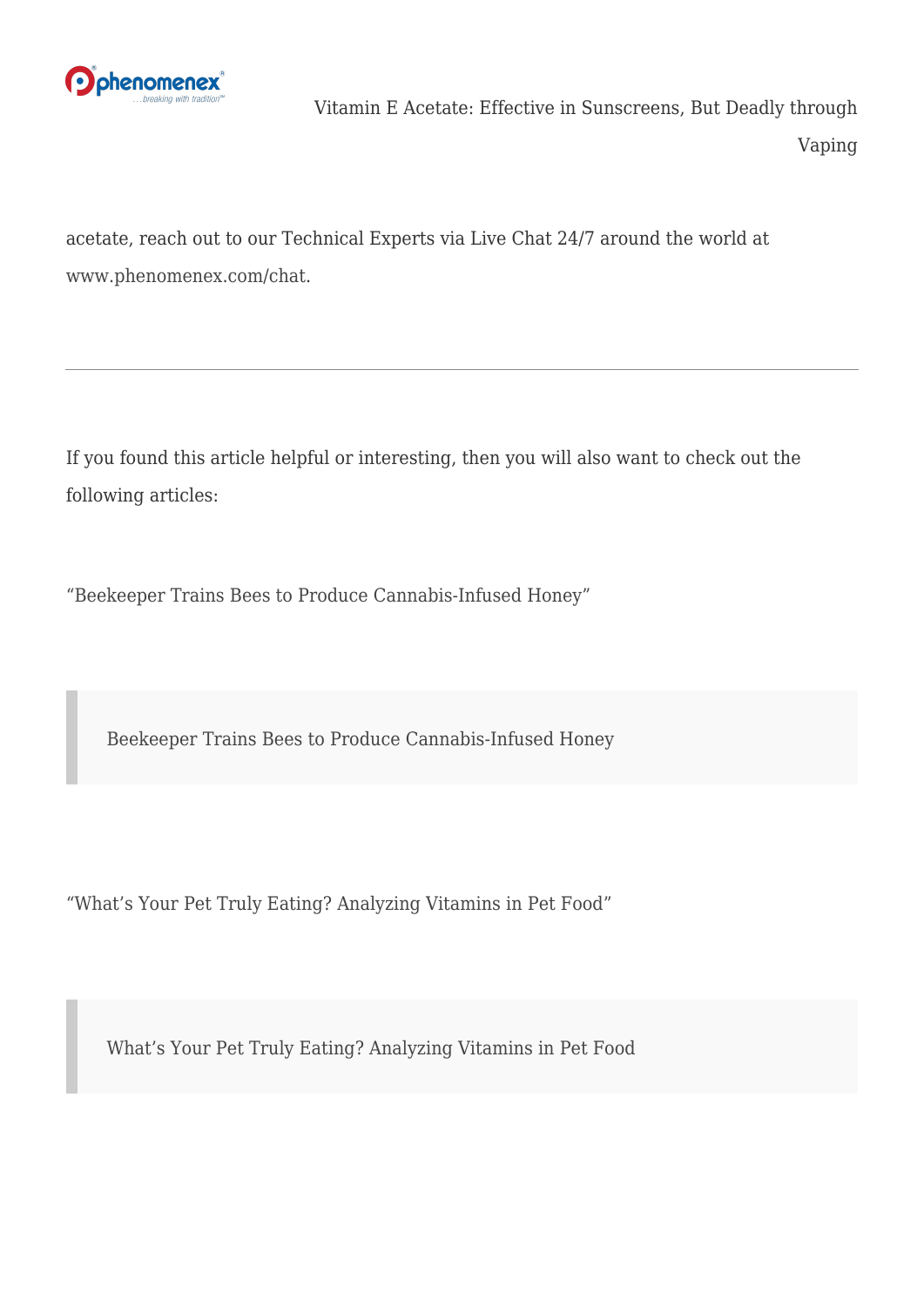acetate, reach out to our Technical Experts via Live Chat 24/7 around the world at www.phenomenex.com/chat.

---

If you found this article helpful or interesting, then you will also want to check out the following articles:

"Beekeeper Trains Bees to Produce Cannabis-Infused Honey"

> Beekeeper Trains Bees to Produce Cannabis-Infused Honey

"What's Your Pet Truly Eating? Analyzing Vitamins in Pet Food"

> What's Your Pet Truly Eating? Analyzing Vitamins in Pet Food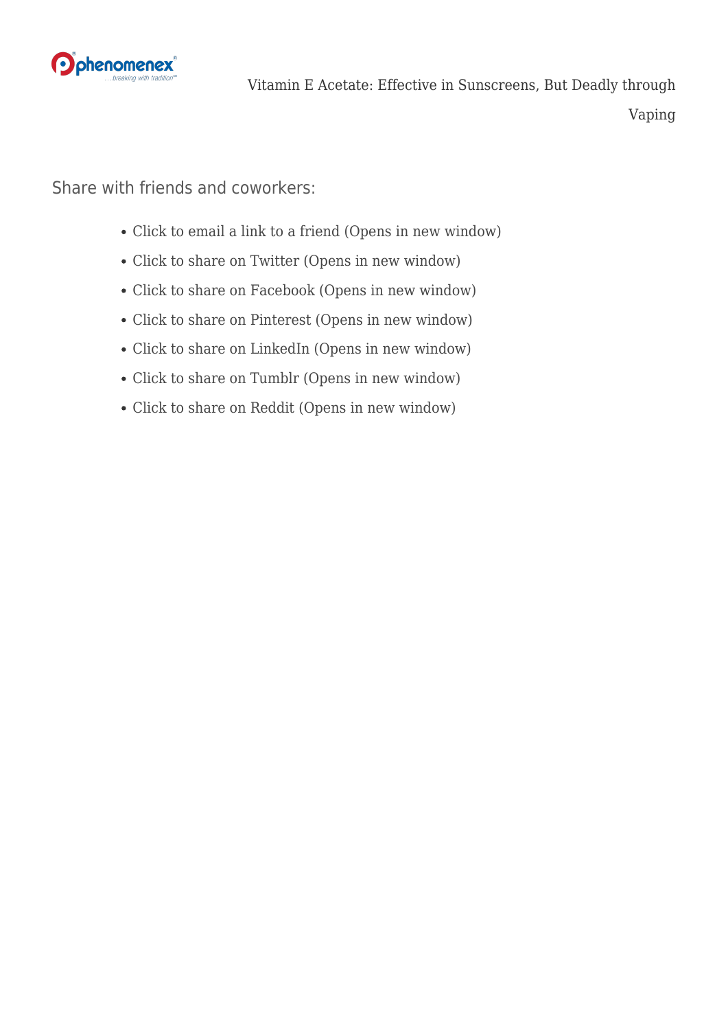Share with friends and coworkers:

- Click to email a link to a friend (Opens in new window)
- Click to share on Twitter (Opens in new window)
- Click to share on Facebook (Opens in new window)
- Click to share on Pinterest (Opens in new window)
- Click to share on LinkedIn (Opens in new window)
- Click to share on Tumblr (Opens in new window)
- Click to share on Reddit (Opens in new window)